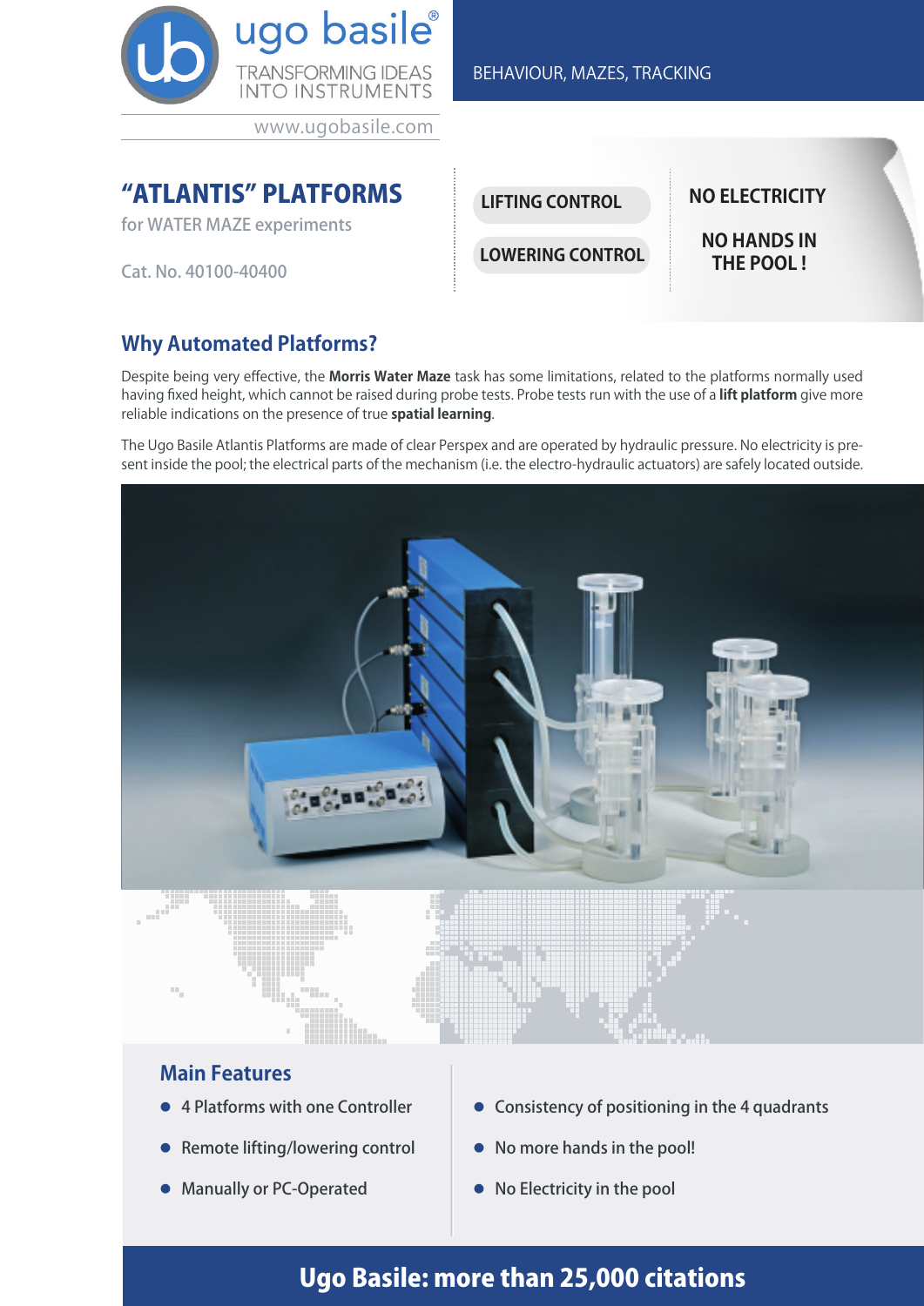ugo basile®

TRANSFORMING IDEAS INTO INSTRUMENTS

www.ugobasile.com

BEHAVIOUR, MAZES, TRACKING

# "ATLANTIS" PLATFORMS

for WATER MAZE experiments

Cat. No. 40100-40400

LIFTING CONTROL

LOWERING CONTROL

NO ELECTRICITY

NO HANDS IN THE POOL !

## Why Automated Platforms?

Despite being very effective, the **Morris Water Maze** task has some limitations, related to the platforms normally used having fixed height, which cannot be raised during probe tests. Probe tests run with the use of a **lift platform** give more reliable indications on the presence of true **spatial learning**.

The Ugo Basile Atlantis Platforms are made of clear Perspex and are operated by hydraulic pressure. No electricity is present inside the pool; the electrical parts of the mechanism (i.e. the electro-hydraulic actuators) are safely located outside.

## Main Features

- 4 Platforms with one Controller
- Remote lifting/lowering control
- Manually or PC-Operated
- Consistency of positioning in the 4 quadrants
- No more hands in the pool!
- No Electricity in the pool

**Ugo Basile: more than 25,000 citations**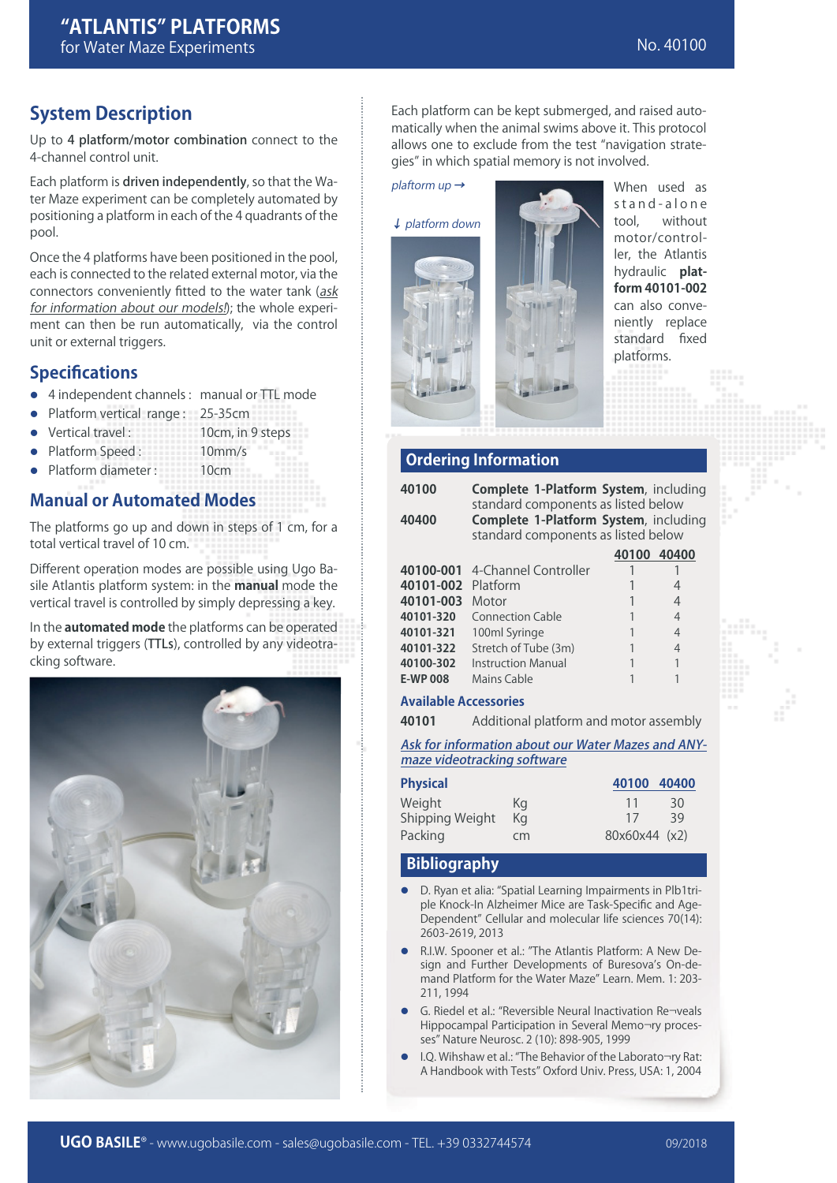# "ATLANTIS" PLATFORMS

for Water Maze Experiments

No. 40100

## System Description

Up to **4 platform/motor combination** connect to the 4-channel control unit.

Each platform is **driven independently**, so that the Water Maze experiment can be completely automated by positioning a platform in each of the 4 quadrants of the pool.

Once the 4 platforms have been positioned in the pool, each is connected to the related external motor, via the connectors conveniently fitted to the water tank (*ask for information about our models!*); the whole experiment can then be run automatically, via the control unit or external triggers.

## Specifications

- 4 independent channels : manual or TTL mode
- Platform vertical range : 25-35cm
- Vertical travel : 10cm, in 9 steps
- Platform Speed : 10mm/s
- Platform diameter : 10cm

## Manual or Automated Modes

The platforms go up and down in steps of 1 cm, for a total vertical travel of 10 cm.

Different operation modes are possible using Ugo Basile Atlantis platform system: in the **manual** mode the vertical travel is controlled by simply depressing a key.

In the **automated mode** the platforms can be operated by external triggers (**TTLs**), controlled by any videotracking software.

Each platform can be kept submerged, and raised automatically when the animal swims above it. This protocol allows one to exclude from the test "navigation strategies" in which spatial memory is not involved.

*plaftorm up →*

*↓ platform down*

When used as stand-alone tool, without motor/controller, the Atlantis hydraulic **platform 40101-002** can also conveniently replace standard fixed platforms.

## Ordering Information

**40100** — **Complete 1-Platform System**, including standard components as listed below

**40400** — **Complete 1-Platform System**, including standard components as listed below

| | | 40100 | 40400 |
|---|---|---|---|
| **40100-001** | 4-Channel Controller | 1 | 1 |
| **40101-002** | Platform | 1 | 4 |
| **40101-003** | Motor | 1 | 4 |
| **40101-320** | Connection Cable | 1 | 4 |
| **40101-321** | 100ml Syringe | 1 | 4 |
| **40101-322** | Stretch of Tube (3m) | 1 | 4 |
| **40100-302** | Instruction Manual | 1 | 1 |
| **E-WP 008** | Mains Cable | 1 | 1 |

### Available Accessories

**40101** Additional platform and motor assembly

*Ask for information about our Water Mazes and ANY-maze videotracking software*

| Physical | | 40100 | 40400 |
|---|---|---|---|
| Weight | Kg | 11 | 30 |
| Shipping Weight | Kg | 17 | 39 |
| Packing | cm | 80x60x44 | (x2) |

## Bibliography

- D. Ryan et alia: "Spatial Learning Impairments in Plb1triple Knock-In Alzheimer Mice are Task-Specific and Age-Dependent" Cellular and molecular life sciences 70(14): 2603-2619, 2013
- R.I.W. Spooner et al.: "The Atlantis Platform: A New Design and Further Developments of Buresova's On-demand Platform for the Water Maze" Learn. Mem. 1: 203-211, 1994
- G. Riedel et al.: "Reversible Neural Inactivation Re¬veals Hippocampal Participation in Several Memo¬ry processes" Nature Neurosc. 2 (10): 898-905, 1999
- I.Q. Wihshaw et al.: "The Behavior of the Laborato¬ry Rat: A Handbook with Tests" Oxford Univ. Press, USA: 1, 2004

**UGO BASILE**® - www.ugobasile.com - sales@ugobasile.com - TEL. +39 0332744574 09/2018